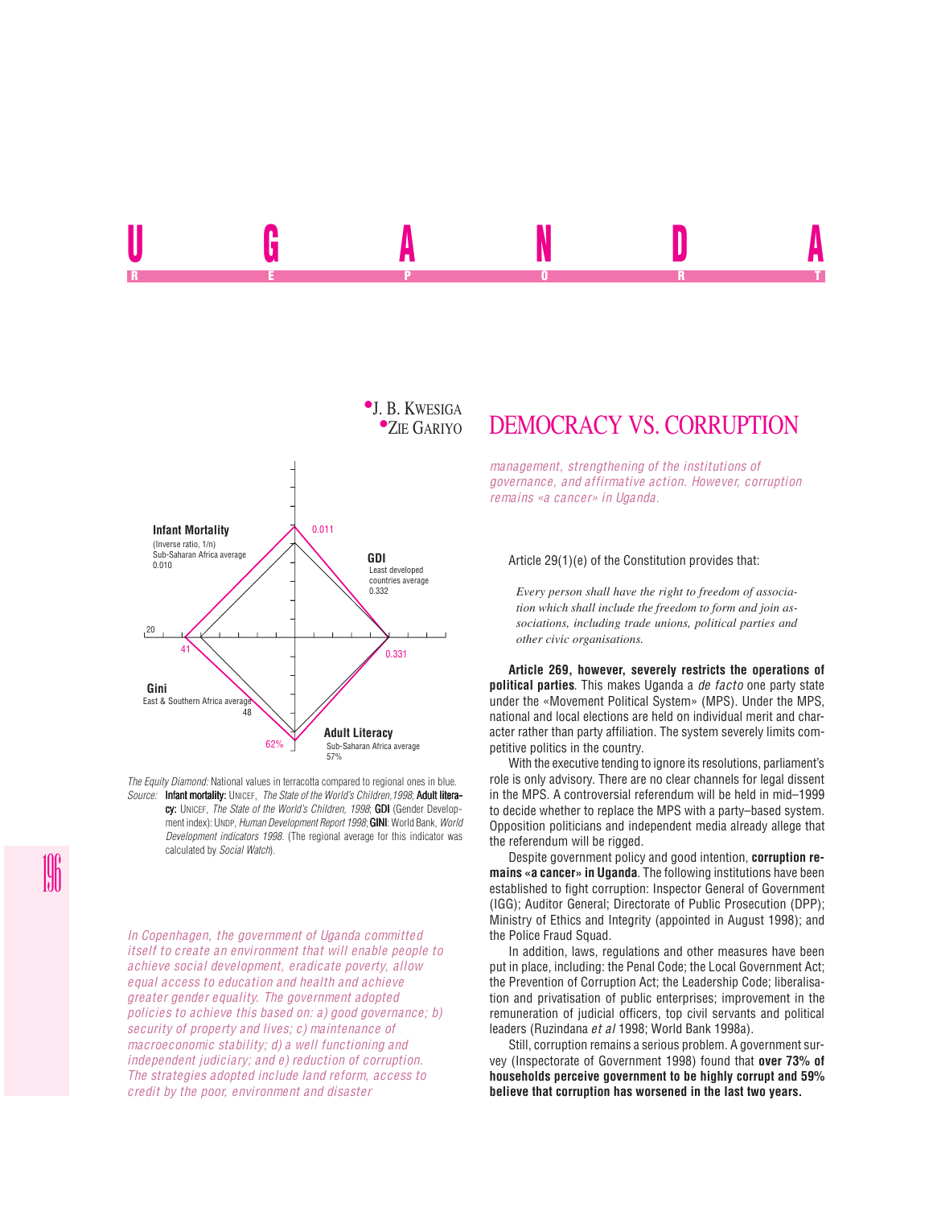# UGANDA REPORT

J. B. KWESIGA
ZIE GARIYO

## DEMOCRACY VS. CORRUPTION

Infant Mortality (Inverse ratio, 1/n) Sub-Saharan Africa average 0.010 — 0.011

GDI Least developed countries average 0.332 — 0.331

Gini East & Southern Africa average 48 — 41

Adult Literacy Sub-Saharan Africa average 57% — 62%

*The Equity Diamond:* National values in terracotta compared to regional ones in blue.
*Source:* **Infant mortality:** UNICEF, *The State of the World's Children,1998*; **Adult literacy:** UNICEF, *The State of the World's Children, 1998*; **GDI** (Gender Development index): UNDP, *Human Development Report 1998*; **GINI**: World Bank, *World Development indicators 1998*. (The regional average for this indicator was calculated by *Social Watch*).

*In Copenhagen, the government of Uganda committed itself to create an environment that will enable people to achieve social development, eradicate poverty, allow equal access to education and health and achieve greater gender equality. The government adopted policies to achieve this based on: a) good governance; b) security of property and lives; c) maintenance of macroeconomic stability; d) a well functioning and independent judiciary; and e) reduction of corruption. The strategies adopted include land reform, access to credit by the poor, environment and disaster management, strengthening of the institutions of governance, and affirmative action. However, corruption remains «a cancer» in Uganda.*

Article 29(1)(e) of the Constitution provides that:

> *Every person shall have the right to freedom of association which shall include the freedom to form and join associations, including trade unions, political parties and other civic organisations.*

**Article 269, however, severely restricts the operations of political parties**. This makes Uganda a *de facto* one party state under the «Movement Political System» (MPS). Under the MPS, national and local elections are held on individual merit and character rather than party affiliation. The system severely limits competitive politics in the country.

With the executive tending to ignore its resolutions, parliament's role is only advisory. There are no clear channels for legal dissent in the MPS. A controversial referendum will be held in mid–1999 to decide whether to replace the MPS with a party–based system. Opposition politicians and independent media already allege that the referendum will be rigged.

Despite government policy and good intention, **corruption remains «a cancer» in Uganda**. The following institutions have been established to fight corruption: Inspector General of Government (IGG); Auditor General; Directorate of Public Prosecution (DPP); Ministry of Ethics and Integrity (appointed in August 1998); and the Police Fraud Squad.

In addition, laws, regulations and other measures have been put in place, including: the Penal Code; the Local Government Act; the Prevention of Corruption Act; the Leadership Code; liberalisation and privatisation of public enterprises; improvement in the remuneration of judicial officers, top civil servants and political leaders (Ruzindana *et al* 1998; World Bank 1998a).

Still, corruption remains a serious problem. A government survey (Inspectorate of Government 1998) found that **over 73% of households perceive government to be highly corrupt and 59% believe that corruption has worsened in the last two years.**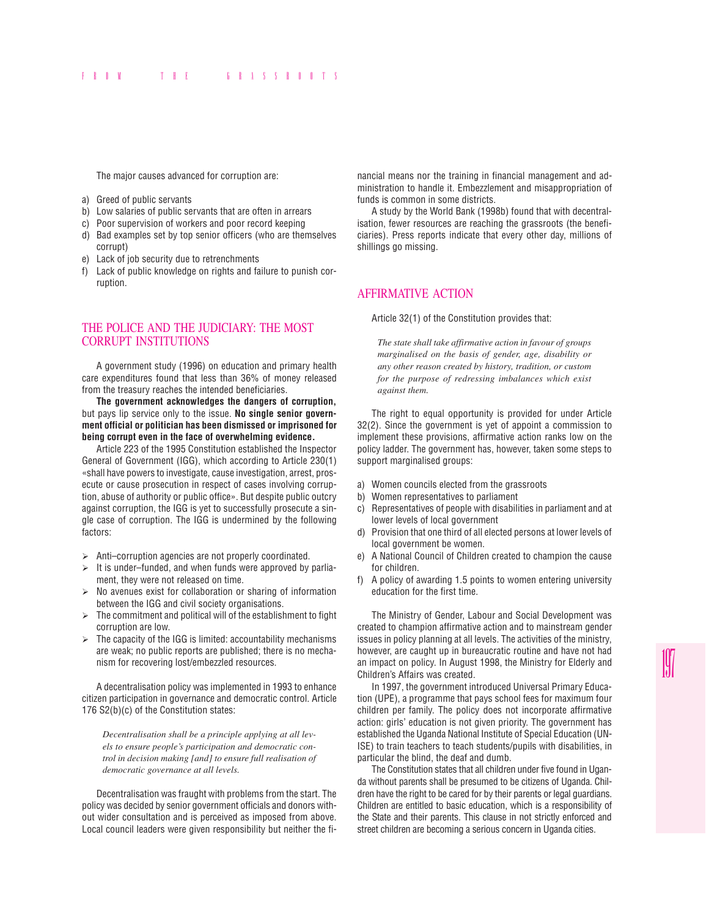The major causes advanced for corruption are:

a) Greed of public servants
b) Low salaries of public servants that are often in arrears
c) Poor supervision of workers and poor record keeping
d) Bad examples set by top senior officers (who are themselves corrupt)
e) Lack of job security due to retrenchments
f) Lack of public knowledge on rights and failure to punish corruption.

## THE POLICE AND THE JUDICIARY: THE MOST CORRUPT INSTITUTIONS

A government study (1996) on education and primary health care expenditures found that less than 36% of money released from the treasury reaches the intended beneficiaries.

**The government acknowledges the dangers of corruption,** but pays lip service only to the issue. **No single senior government official or politician has been dismissed or imprisoned for being corrupt even in the face of overwhelming evidence.**

Article 223 of the 1995 Constitution established the Inspector General of Government (IGG), which according to Article 230(1) «shall have powers to investigate, cause investigation, arrest, prosecute or cause prosecution in respect of cases involving corruption, abuse of authority or public office». But despite public outcry against corruption, the IGG is yet to successfully prosecute a single case of corruption. The IGG is undermined by the following factors:

- Anti–corruption agencies are not properly coordinated.
- It is under–funded, and when funds were approved by parliament, they were not released on time.
- No avenues exist for collaboration or sharing of information between the IGG and civil society organisations.
- The commitment and political will of the establishment to fight corruption are low.
- The capacity of the IGG is limited: accountability mechanisms are weak; no public reports are published; there is no mechanism for recovering lost/embezzled resources.

A decentralisation policy was implemented in 1993 to enhance citizen participation in governance and democratic control. Article 176 S2(b)(c) of the Constitution states:

> *Decentralisation shall be a principle applying at all levels to ensure people's participation and democratic control in decision making [and] to ensure full realisation of democratic governance at all levels.*

Decentralisation was fraught with problems from the start. The policy was decided by senior government officials and donors without wider consultation and is perceived as imposed from above. Local council leaders were given responsibility but neither the financial means nor the training in financial management and administration to handle it. Embezzlement and misappropriation of funds is common in some districts.

A study by the World Bank (1998b) found that with decentralisation, fewer resources are reaching the grassroots (the beneficiaries). Press reports indicate that every other day, millions of shillings go missing.

## AFFIRMATIVE ACTION

Article 32(1) of the Constitution provides that:

> *The state shall take affirmative action in favour of groups marginalised on the basis of gender, age, disability or any other reason created by history, tradition, or custom for the purpose of redressing imbalances which exist against them.*

The right to equal opportunity is provided for under Article 32(2). Since the government is yet of appoint a commission to implement these provisions, affirmative action ranks low on the policy ladder. The government has, however, taken some steps to support marginalised groups:

a) Women councils elected from the grassroots
b) Women representatives to parliament
c) Representatives of people with disabilities in parliament and at lower levels of local government
d) Provision that one third of all elected persons at lower levels of local government be women.
e) A National Council of Children created to champion the cause for children.
f) A policy of awarding 1.5 points to women entering university education for the first time.

The Ministry of Gender, Labour and Social Development was created to champion affirmative action and to mainstream gender issues in policy planning at all levels. The activities of the ministry, however, are caught up in bureaucratic routine and have not had an impact on policy. In August 1998, the Ministry for Elderly and Children's Affairs was created.

In 1997, the government introduced Universal Primary Education (UPE), a programme that pays school fees for maximum four children per family. The policy does not incorporate affirmative action: girls' education is not given priority. The government has established the Uganda National Institute of Special Education (UNISE) to train teachers to teach students/pupils with disabilities, in particular the blind, the deaf and dumb.

The Constitution states that all children under five found in Uganda without parents shall be presumed to be citizens of Uganda. Children have the right to be cared for by their parents or legal guardians. Children are entitled to basic education, which is a responsibility of the State and their parents. This clause in not strictly enforced and street children are becoming a serious concern in Uganda cities.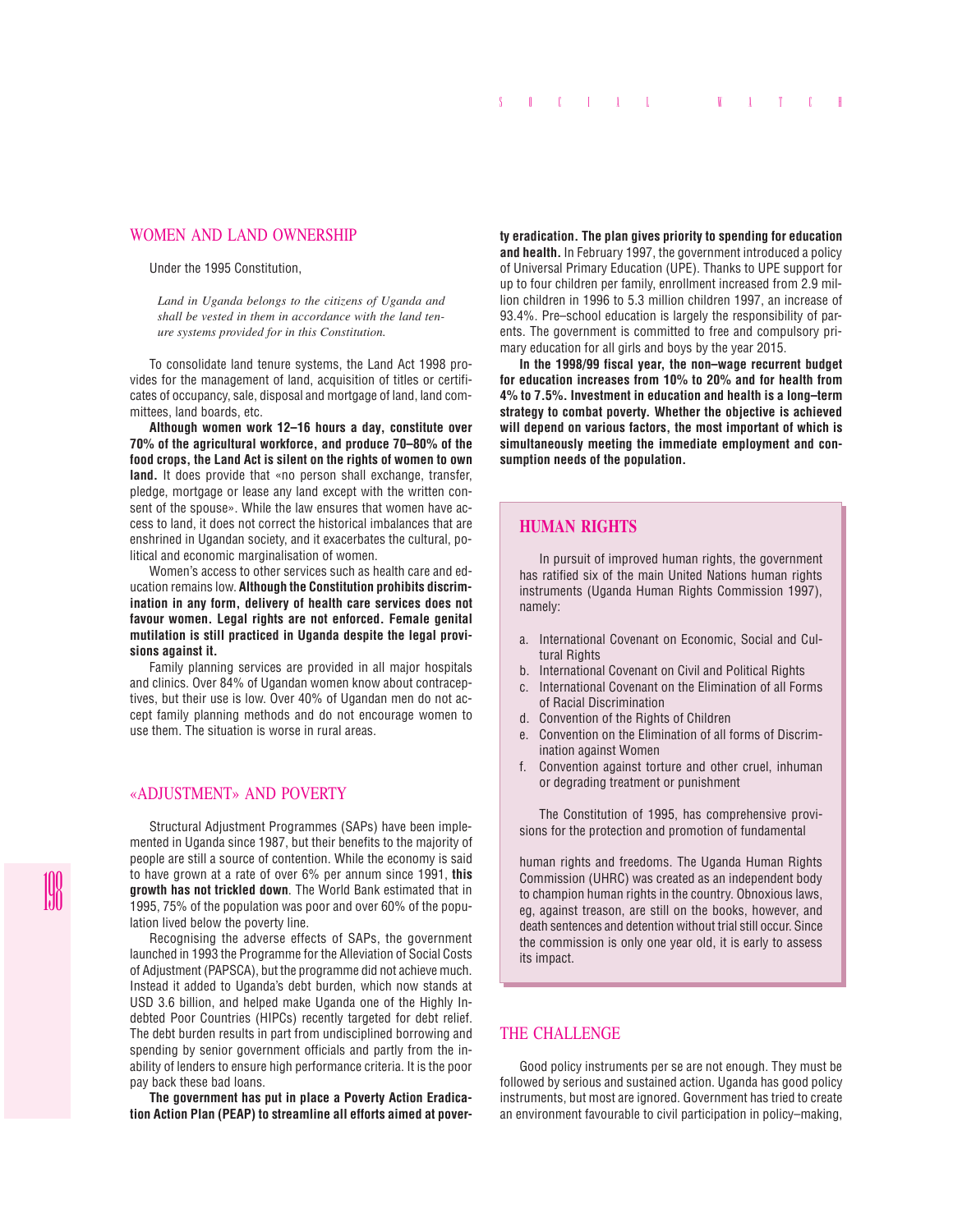## WOMEN AND LAND OWNERSHIP

Under the 1995 Constitution,

> *Land in Uganda belongs to the citizens of Uganda and shall be vested in them in accordance with the land tenure systems provided for in this Constitution.*

To consolidate land tenure systems, the Land Act 1998 provides for the management of land, acquisition of titles or certificates of occupancy, sale, disposal and mortgage of land, land committees, land boards, etc.

**Although women work 12–16 hours a day, constitute over 70% of the agricultural workforce, and produce 70–80% of the food crops, the Land Act is silent on the rights of women to own land.** It does provide that «no person shall exchange, transfer, pledge, mortgage or lease any land except with the written consent of the spouse». While the law ensures that women have access to land, it does not correct the historical imbalances that are enshrined in Ugandan society, and it exacerbates the cultural, political and economic marginalisation of women.

Women's access to other services such as health care and education remains low. **Although the Constitution prohibits discrimination in any form, delivery of health care services does not favour women. Legal rights are not enforced. Female genital mutilation is still practiced in Uganda despite the legal provisions against it.**

Family planning services are provided in all major hospitals and clinics. Over 84% of Ugandan women know about contraceptives, but their use is low. Over 40% of Ugandan men do not accept family planning methods and do not encourage women to use them. The situation is worse in rural areas.

## «ADJUSTMENT» AND POVERTY

Structural Adjustment Programmes (SAPs) have been implemented in Uganda since 1987, but their benefits to the majority of people are still a source of contention. While the economy is said to have grown at a rate of over 6% per annum since 1991, **this growth has not trickled down**. The World Bank estimated that in 1995, 75% of the population was poor and over 60% of the population lived below the poverty line.

Recognising the adverse effects of SAPs, the government launched in 1993 the Programme for the Alleviation of Social Costs of Adjustment (PAPSCA), but the programme did not achieve much. Instead it added to Uganda's debt burden, which now stands at USD 3.6 billion, and helped make Uganda one of the Highly Indebted Poor Countries (HIPCs) recently targeted for debt relief. The debt burden results in part from undisciplined borrowing and spending by senior government officials and partly from the inability of lenders to ensure high performance criteria. It is the poor pay back these bad loans.

**The government has put in place a Poverty Action Eradication Action Plan (PEAP) to streamline all efforts aimed at poverty eradication. The plan gives priority to spending for education and health.** In February 1997, the government introduced a policy of Universal Primary Education (UPE). Thanks to UPE support for up to four children per family, enrollment increased from 2.9 million children in 1996 to 5.3 million children 1997, an increase of 93.4%. Pre–school education is largely the responsibility of parents. The government is committed to free and compulsory primary education for all girls and boys by the year 2015.

**In the 1998/99 fiscal year, the non–wage recurrent budget for education increases from 10% to 20% and for health from 4% to 7.5%. Investment in education and health is a long–term strategy to combat poverty. Whether the objective is achieved will depend on various factors, the most important of which is simultaneously meeting the immediate employment and consumption needs of the population.**

## HUMAN RIGHTS

In pursuit of improved human rights, the government has ratified six of the main United Nations human rights instruments (Uganda Human Rights Commission 1997), namely:

a. International Covenant on Economic, Social and Cultural Rights
b. International Covenant on Civil and Political Rights
c. International Covenant on the Elimination of all Forms of Racial Discrimination
d. Convention of the Rights of Children
e. Convention on the Elimination of all forms of Discrimination against Women
f. Convention against torture and other cruel, inhuman or degrading treatment or punishment

The Constitution of 1995, has comprehensive provisions for the protection and promotion of fundamental human rights and freedoms. The Uganda Human Rights Commission (UHRC) was created as an independent body to champion human rights in the country. Obnoxious laws, eg, against treason, are still on the books, however, and death sentences and detention without trial still occur. Since the commission is only one year old, it is early to assess its impact.

## THE CHALLENGE

Good policy instruments per se are not enough. They must be followed by serious and sustained action. Uganda has good policy instruments, but most are ignored. Government has tried to create an environment favourable to civil participation in policy–making,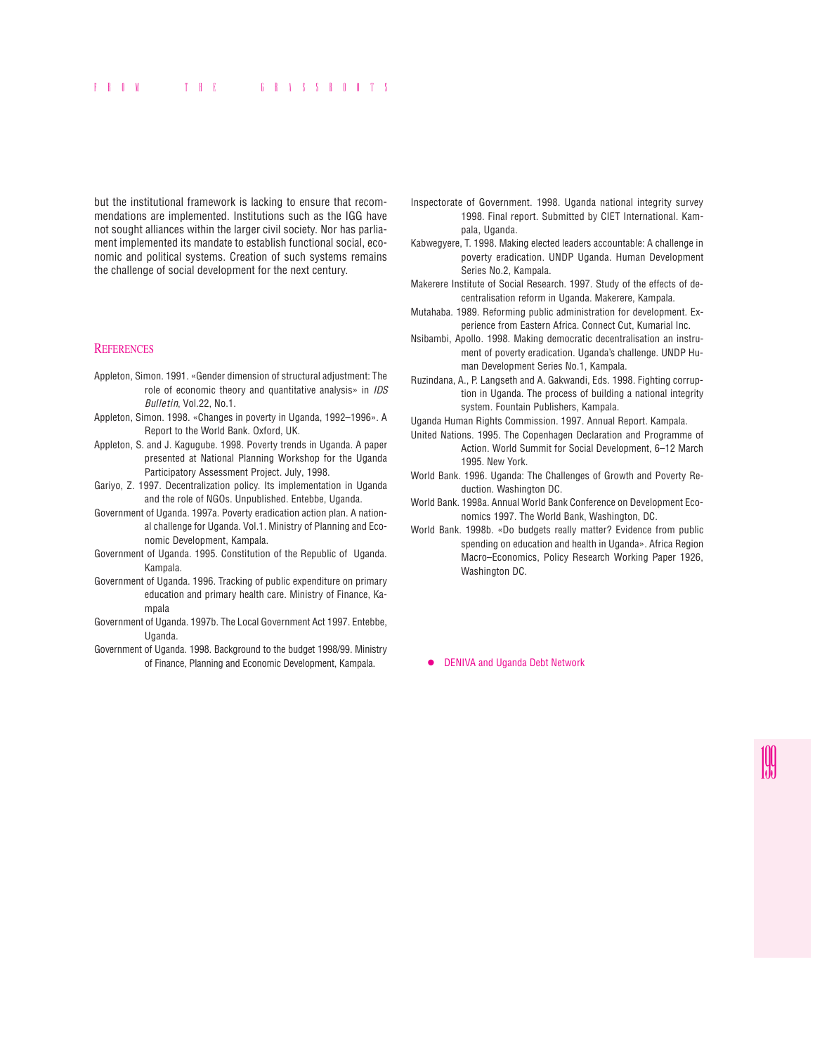but the institutional framework is lacking to ensure that recommendations are implemented. Institutions such as the IGG have not sought alliances within the larger civil society. Nor has parliament implemented its mandate to establish functional social, economic and political systems. Creation of such systems remains the challenge of social development for the next century.

## References

Appleton, Simon. 1991. «Gender dimension of structural adjustment: The role of economic theory and quantitative analysis» in *IDS Bulletin*, Vol.22, No.1.

Appleton, Simon. 1998. «Changes in poverty in Uganda, 1992–1996». A Report to the World Bank. Oxford, UK.

Appleton, S. and J. Kagugube. 1998. Poverty trends in Uganda. A paper presented at National Planning Workshop for the Uganda Participatory Assessment Project. July, 1998.

Gariyo, Z. 1997. Decentralization policy. Its implementation in Uganda and the role of NGOs. Unpublished. Entebbe, Uganda.

Government of Uganda. 1997a. Poverty eradication action plan. A national challenge for Uganda. Vol.1. Ministry of Planning and Economic Development, Kampala.

Government of Uganda. 1995. Constitution of the Republic of Uganda. Kampala.

Government of Uganda. 1996. Tracking of public expenditure on primary education and primary health care. Ministry of Finance, Kampala

Government of Uganda. 1997b. The Local Government Act 1997. Entebbe, Uganda.

Government of Uganda. 1998. Background to the budget 1998/99. Ministry of Finance, Planning and Economic Development, Kampala.

Inspectorate of Government. 1998. Uganda national integrity survey 1998. Final report. Submitted by CIET International. Kampala, Uganda.

Kabwegyere, T. 1998. Making elected leaders accountable: A challenge in poverty eradication. UNDP Uganda. Human Development Series No.2, Kampala.

Makerere Institute of Social Research. 1997. Study of the effects of decentralisation reform in Uganda. Makerere, Kampala.

Mutahaba. 1989. Reforming public administration for development. Experience from Eastern Africa. Connect Cut, Kumarial Inc.

Nsibambi, Apollo. 1998. Making democratic decentralisation an instrument of poverty eradication. Uganda's challenge. UNDP Human Development Series No.1, Kampala.

Ruzindana, A., P. Langseth and A. Gakwandi, Eds. 1998. Fighting corruption in Uganda. The process of building a national integrity system. Fountain Publishers, Kampala.

Uganda Human Rights Commission. 1997. Annual Report. Kampala.

United Nations. 1995. The Copenhagen Declaration and Programme of Action. World Summit for Social Development, 6–12 March 1995. New York.

World Bank. 1996. Uganda: The Challenges of Growth and Poverty Reduction. Washington DC.

World Bank. 1998a. Annual World Bank Conference on Development Economics 1997. The World Bank, Washington, DC.

World Bank. 1998b. «Do budgets really matter? Evidence from public spending on education and health in Uganda». Africa Region Macro–Economics, Policy Research Working Paper 1926, Washington DC.

- DENIVA and Uganda Debt Network